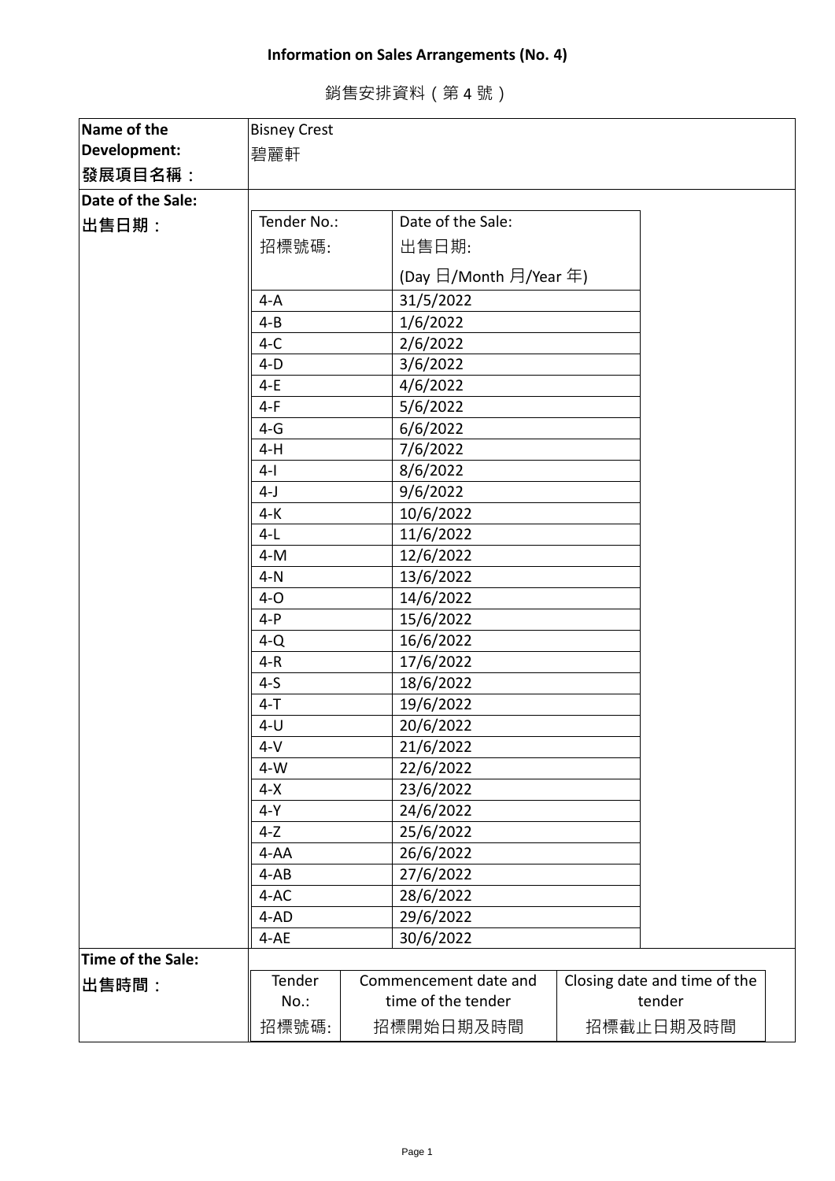# Information on Sales Arrangements (No. 4)

銷售安排資料（第 4 號）

| | |
|---|---|
| **Name of the Development:**<br>**發展項目名稱：** | Bisney Crest<br>碧麗軒 |
| **Date of the Sale:**<br>**出售日期：** | |

| Tender No.:<br>招標號碼: | Date of the Sale:<br>出售日期:<br>(Day 日/Month 月/Year 年) |
|---|---|
| 4-A | 31/5/2022 |
| 4-B | 1/6/2022 |
| 4-C | 2/6/2022 |
| 4-D | 3/6/2022 |
| 4-E | 4/6/2022 |
| 4-F | 5/6/2022 |
| 4-G | 6/6/2022 |
| 4-H | 7/6/2022 |
| 4-I | 8/6/2022 |
| 4-J | 9/6/2022 |
| 4-K | 10/6/2022 |
| 4-L | 11/6/2022 |
| 4-M | 12/6/2022 |
| 4-N | 13/6/2022 |
| 4-O | 14/6/2022 |
| 4-P | 15/6/2022 |
| 4-Q | 16/6/2022 |
| 4-R | 17/6/2022 |
| 4-S | 18/6/2022 |
| 4-T | 19/6/2022 |
| 4-U | 20/6/2022 |
| 4-V | 21/6/2022 |
| 4-W | 22/6/2022 |
| 4-X | 23/6/2022 |
| 4-Y | 24/6/2022 |
| 4-Z | 25/6/2022 |
| 4-AA | 26/6/2022 |
| 4-AB | 27/6/2022 |
| 4-AC | 28/6/2022 |
| 4-AD | 29/6/2022 |
| 4-AE | 30/6/2022 |

**Time of the Sale:**
**出售時間：**

| Tender No.:<br>招標號碼: | Commencement date and time of the tender<br>招標開始日期及時間 | Closing date and time of the tender<br>招標截止日期及時間 |
|---|---|---|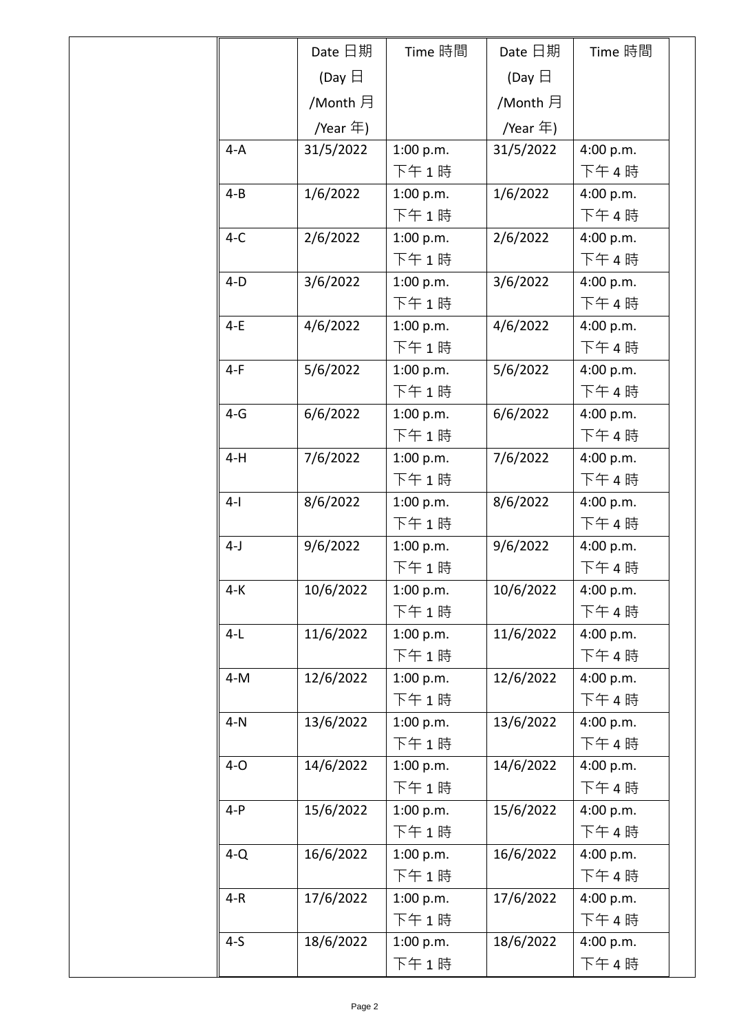| | Date 日期 (Day 日 /Month 月 /Year 年) | Time 時間 | Date 日期 (Day 日 /Month 月 /Year 年) | Time 時間 |
|---|---|---|---|---|
| 4-A | 31/5/2022 | 1:00 p.m. 下午 1 時 | 31/5/2022 | 4:00 p.m. 下午 4 時 |
| 4-B | 1/6/2022 | 1:00 p.m. 下午 1 時 | 1/6/2022 | 4:00 p.m. 下午 4 時 |
| 4-C | 2/6/2022 | 1:00 p.m. 下午 1 時 | 2/6/2022 | 4:00 p.m. 下午 4 時 |
| 4-D | 3/6/2022 | 1:00 p.m. 下午 1 時 | 3/6/2022 | 4:00 p.m. 下午 4 時 |
| 4-E | 4/6/2022 | 1:00 p.m. 下午 1 時 | 4/6/2022 | 4:00 p.m. 下午 4 時 |
| 4-F | 5/6/2022 | 1:00 p.m. 下午 1 時 | 5/6/2022 | 4:00 p.m. 下午 4 時 |
| 4-G | 6/6/2022 | 1:00 p.m. 下午 1 時 | 6/6/2022 | 4:00 p.m. 下午 4 時 |
| 4-H | 7/6/2022 | 1:00 p.m. 下午 1 時 | 7/6/2022 | 4:00 p.m. 下午 4 時 |
| 4-I | 8/6/2022 | 1:00 p.m. 下午 1 時 | 8/6/2022 | 4:00 p.m. 下午 4 時 |
| 4-J | 9/6/2022 | 1:00 p.m. 下午 1 時 | 9/6/2022 | 4:00 p.m. 下午 4 時 |
| 4-K | 10/6/2022 | 1:00 p.m. 下午 1 時 | 10/6/2022 | 4:00 p.m. 下午 4 時 |
| 4-L | 11/6/2022 | 1:00 p.m. 下午 1 時 | 11/6/2022 | 4:00 p.m. 下午 4 時 |
| 4-M | 12/6/2022 | 1:00 p.m. 下午 1 時 | 12/6/2022 | 4:00 p.m. 下午 4 時 |
| 4-N | 13/6/2022 | 1:00 p.m. 下午 1 時 | 13/6/2022 | 4:00 p.m. 下午 4 時 |
| 4-O | 14/6/2022 | 1:00 p.m. 下午 1 時 | 14/6/2022 | 4:00 p.m. 下午 4 時 |
| 4-P | 15/6/2022 | 1:00 p.m. 下午 1 時 | 15/6/2022 | 4:00 p.m. 下午 4 時 |
| 4-Q | 16/6/2022 | 1:00 p.m. 下午 1 時 | 16/6/2022 | 4:00 p.m. 下午 4 時 |
| 4-R | 17/6/2022 | 1:00 p.m. 下午 1 時 | 17/6/2022 | 4:00 p.m. 下午 4 時 |
| 4-S | 18/6/2022 | 1:00 p.m. 下午 1 時 | 18/6/2022 | 4:00 p.m. 下午 4 時 |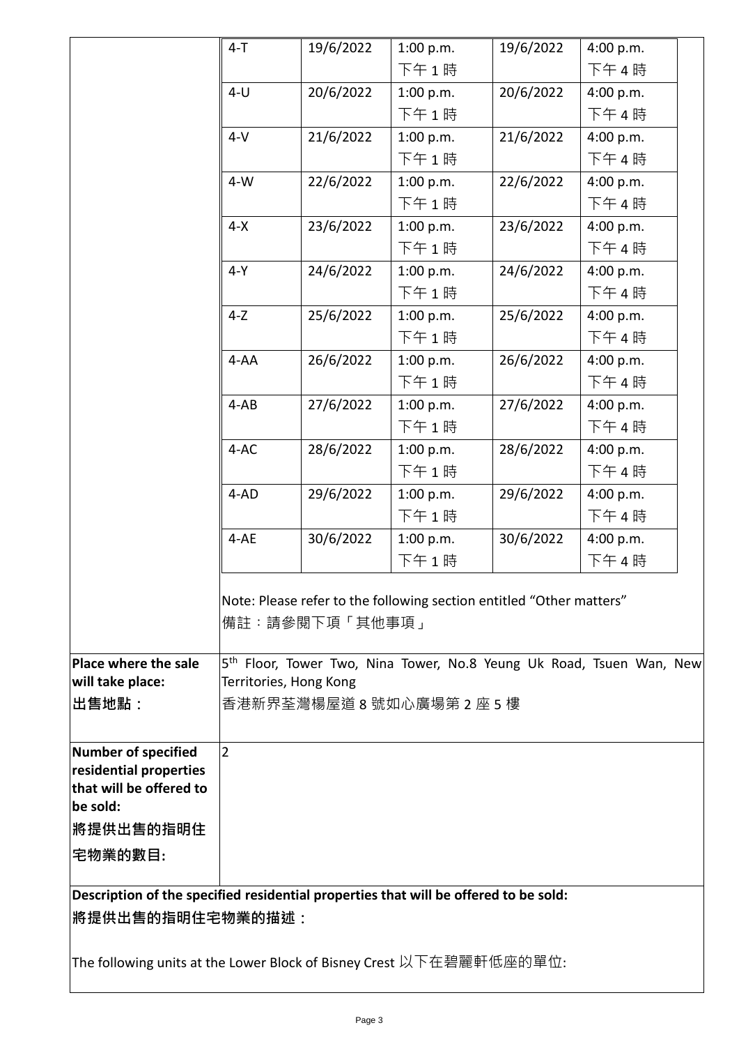| | | | | | |
|---|---|---|---|---|---|
| | 4-T | 19/6/2022 | 1:00 p.m.<br>下午 1 時 | 19/6/2022 | 4:00 p.m.<br>下午 4 時 |
| | 4-U | 20/6/2022 | 1:00 p.m.<br>下午 1 時 | 20/6/2022 | 4:00 p.m.<br>下午 4 時 |
| | 4-V | 21/6/2022 | 1:00 p.m.<br>下午 1 時 | 21/6/2022 | 4:00 p.m.<br>下午 4 時 |
| | 4-W | 22/6/2022 | 1:00 p.m.<br>下午 1 時 | 22/6/2022 | 4:00 p.m.<br>下午 4 時 |
| | 4-X | 23/6/2022 | 1:00 p.m.<br>下午 1 時 | 23/6/2022 | 4:00 p.m.<br>下午 4 時 |
| | 4-Y | 24/6/2022 | 1:00 p.m.<br>下午 1 時 | 24/6/2022 | 4:00 p.m.<br>下午 4 時 |
| | 4-Z | 25/6/2022 | 1:00 p.m.<br>下午 1 時 | 25/6/2022 | 4:00 p.m.<br>下午 4 時 |
| | 4-AA | 26/6/2022 | 1:00 p.m.<br>下午 1 時 | 26/6/2022 | 4:00 p.m.<br>下午 4 時 |
| | 4-AB | 27/6/2022 | 1:00 p.m.<br>下午 1 時 | 27/6/2022 | 4:00 p.m.<br>下午 4 時 |
| | 4-AC | 28/6/2022 | 1:00 p.m.<br>下午 1 時 | 28/6/2022 | 4:00 p.m.<br>下午 4 時 |
| | 4-AD | 29/6/2022 | 1:00 p.m.<br>下午 1 時 | 29/6/2022 | 4:00 p.m.<br>下午 4 時 |
| | 4-AE | 30/6/2022 | 1:00 p.m.<br>下午 1 時 | 30/6/2022 | 4:00 p.m.<br>下午 4 時 |

Note: Please refer to the following section entitled "Other matters"
備註：請參閱下項「其他事項」

| | |
|---|---|
| **Place where the sale will take place:**<br>**出售地點：** | 5th Floor, Tower Two, Nina Tower, No.8 Yeung Uk Road, Tsuen Wan, New Territories, Hong Kong<br>香港新界荃灣楊屋道 8 號如心廣場第 2 座 5 樓 |
| **Number of specified residential properties that will be offered to be sold:**<br>**將提供出售的指明住宅物業的數目:** | 2 |

**Description of the specified residential properties that will be offered to be sold:**
**將提供出售的指明住宅物業的描述：**

The following units at the Lower Block of Bisney Crest 以下在碧麗軒低座的單位: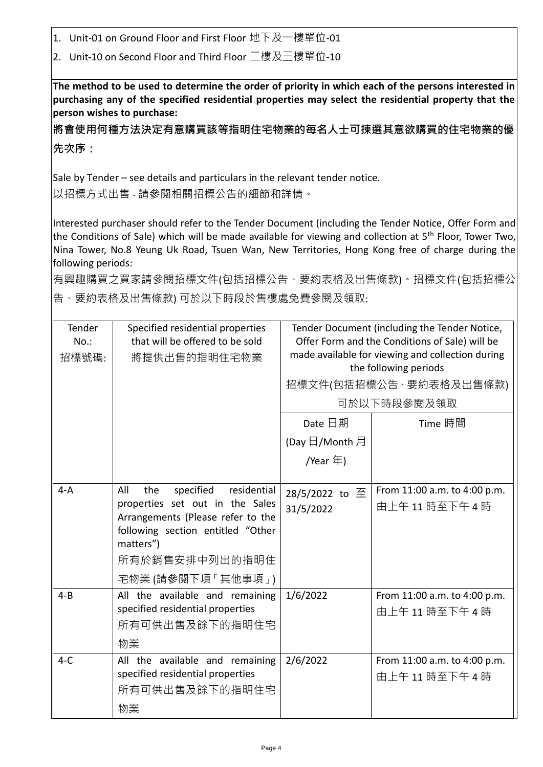1. Unit-01 on Ground Floor and First Floor 地下及一樓單位-01
2. Unit-10 on Second Floor and Third Floor 二樓及三樓單位-10

**The method to be used to determine the order of priority in which each of the persons interested in purchasing any of the specified residential properties may select the residential property that the person wishes to purchase:**

**將會使用何種方法決定有意購買該等指明住宅物業的每名人士可揀選其意欲購買的住宅物業的優先次序：**

Sale by Tender – see details and particulars in the relevant tender notice.
以招標方式出售 - 請參閱相關招標公告的細節和詳情。

Interested purchaser should refer to the Tender Document (including the Tender Notice, Offer Form and the Conditions of Sale) which will be made available for viewing and collection at 5th Floor, Tower Two, Nina Tower, No.8 Yeung Uk Road, Tsuen Wan, New Territories, Hong Kong free of charge during the following periods:

有興趣購買之買家請參閱招標文件(包括招標公告、要約表格及出售條款)。招標文件(包括招標公告、要約表格及出售條款) 可於以下時段於售樓處免費參閱及領取:

| Tender No.: 招標號碼: | Specified residential properties that will be offered to be sold 將提供出售的指明住宅物業 | Tender Document (including the Tender Notice, Offer Form and the Conditions of Sale) will be made available for viewing and collection during the following periods 招標文件(包括招標公告、要約表格及出售條款) 可於以下時段參閱及領取 | |
|---|---|---|---|
| | | Date 日期 (Day 日/Month 月 /Year 年) | Time 時間 |
| 4-A | All the specified residential properties set out in the Sales Arrangements (Please refer to the following section entitled "Other matters") 所有於銷售安排中列出的指明住宅物業 (請參閱下項「其他事項」) | 28/5/2022 to 至 31/5/2022 | From 11:00 a.m. to 4:00 p.m. 由上午 11 時至下午 4 時 |
| 4-B | All the available and remaining specified residential properties 所有可供出售及餘下的指明住宅物業 | 1/6/2022 | From 11:00 a.m. to 4:00 p.m. 由上午 11 時至下午 4 時 |
| 4-C | All the available and remaining specified residential properties 所有可供出售及餘下的指明住宅物業 | 2/6/2022 | From 11:00 a.m. to 4:00 p.m. 由上午 11 時至下午 4 時 |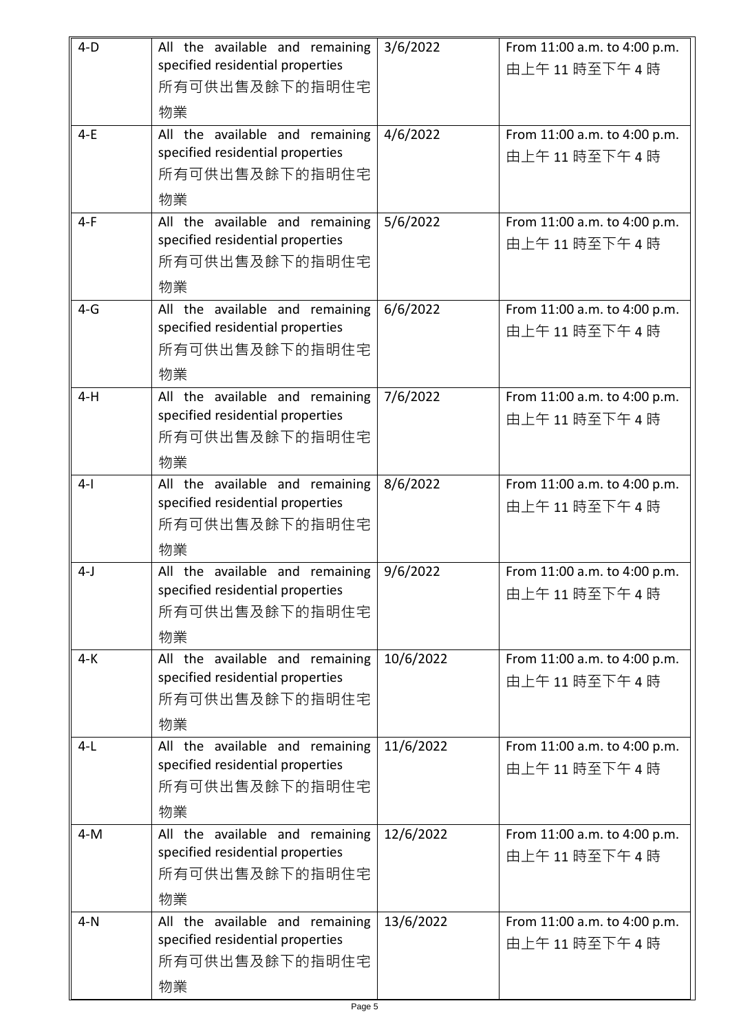| | | | |
|---|---|---|---|
| 4-D | All the available and remaining specified residential properties 所有可供出售及餘下的指明住宅物業 | 3/6/2022 | From 11:00 a.m. to 4:00 p.m. 由上午 11 時至下午 4 時 |
| 4-E | All the available and remaining specified residential properties 所有可供出售及餘下的指明住宅物業 | 4/6/2022 | From 11:00 a.m. to 4:00 p.m. 由上午 11 時至下午 4 時 |
| 4-F | All the available and remaining specified residential properties 所有可供出售及餘下的指明住宅物業 | 5/6/2022 | From 11:00 a.m. to 4:00 p.m. 由上午 11 時至下午 4 時 |
| 4-G | All the available and remaining specified residential properties 所有可供出售及餘下的指明住宅物業 | 6/6/2022 | From 11:00 a.m. to 4:00 p.m. 由上午 11 時至下午 4 時 |
| 4-H | All the available and remaining specified residential properties 所有可供出售及餘下的指明住宅物業 | 7/6/2022 | From 11:00 a.m. to 4:00 p.m. 由上午 11 時至下午 4 時 |
| 4-I | All the available and remaining specified residential properties 所有可供出售及餘下的指明住宅物業 | 8/6/2022 | From 11:00 a.m. to 4:00 p.m. 由上午 11 時至下午 4 時 |
| 4-J | All the available and remaining specified residential properties 所有可供出售及餘下的指明住宅物業 | 9/6/2022 | From 11:00 a.m. to 4:00 p.m. 由上午 11 時至下午 4 時 |
| 4-K | All the available and remaining specified residential properties 所有可供出售及餘下的指明住宅物業 | 10/6/2022 | From 11:00 a.m. to 4:00 p.m. 由上午 11 時至下午 4 時 |
| 4-L | All the available and remaining specified residential properties 所有可供出售及餘下的指明住宅物業 | 11/6/2022 | From 11:00 a.m. to 4:00 p.m. 由上午 11 時至下午 4 時 |
| 4-M | All the available and remaining specified residential properties 所有可供出售及餘下的指明住宅物業 | 12/6/2022 | From 11:00 a.m. to 4:00 p.m. 由上午 11 時至下午 4 時 |
| 4-N | All the available and remaining specified residential properties 所有可供出售及餘下的指明住宅物業 | 13/6/2022 | From 11:00 a.m. to 4:00 p.m. 由上午 11 時至下午 4 時 |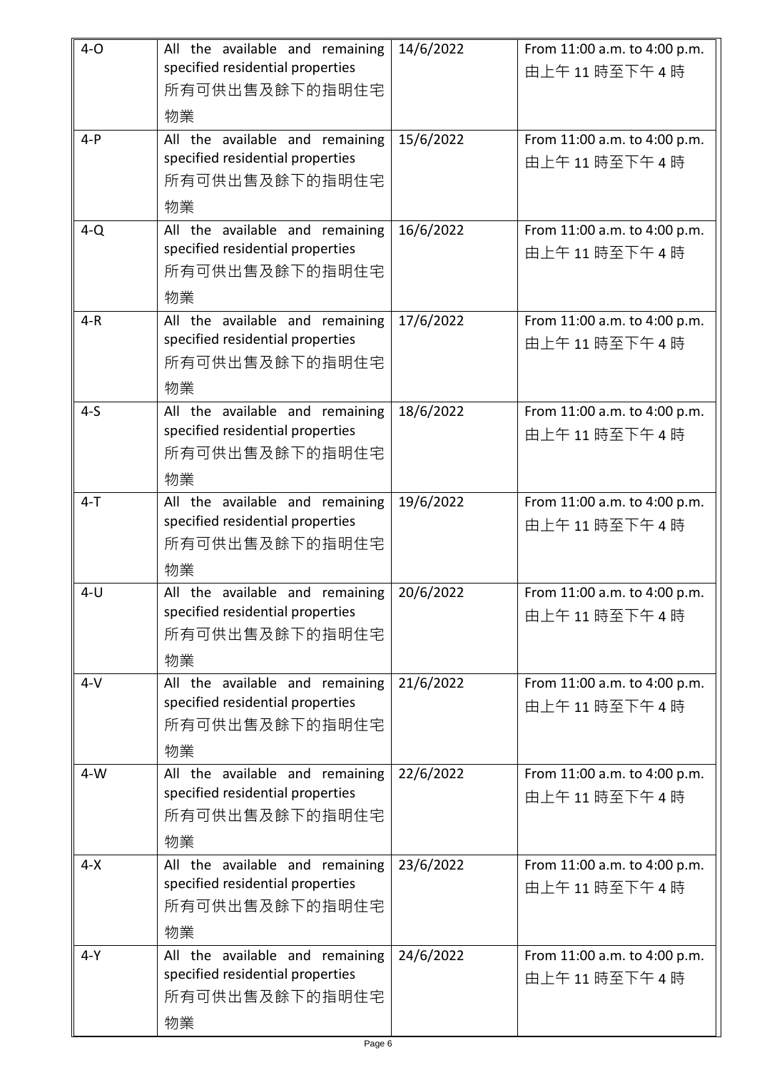| | | | |
|---|---|---|---|
| 4-O | All the available and remaining specified residential properties 所有可供出售及餘下的指明住宅物業 | 14/6/2022 | From 11:00 a.m. to 4:00 p.m. 由上午 11 時至下午 4 時 |
| 4-P | All the available and remaining specified residential properties 所有可供出售及餘下的指明住宅物業 | 15/6/2022 | From 11:00 a.m. to 4:00 p.m. 由上午 11 時至下午 4 時 |
| 4-Q | All the available and remaining specified residential properties 所有可供出售及餘下的指明住宅物業 | 16/6/2022 | From 11:00 a.m. to 4:00 p.m. 由上午 11 時至下午 4 時 |
| 4-R | All the available and remaining specified residential properties 所有可供出售及餘下的指明住宅物業 | 17/6/2022 | From 11:00 a.m. to 4:00 p.m. 由上午 11 時至下午 4 時 |
| 4-S | All the available and remaining specified residential properties 所有可供出售及餘下的指明住宅物業 | 18/6/2022 | From 11:00 a.m. to 4:00 p.m. 由上午 11 時至下午 4 時 |
| 4-T | All the available and remaining specified residential properties 所有可供出售及餘下的指明住宅物業 | 19/6/2022 | From 11:00 a.m. to 4:00 p.m. 由上午 11 時至下午 4 時 |
| 4-U | All the available and remaining specified residential properties 所有可供出售及餘下的指明住宅物業 | 20/6/2022 | From 11:00 a.m. to 4:00 p.m. 由上午 11 時至下午 4 時 |
| 4-V | All the available and remaining specified residential properties 所有可供出售及餘下的指明住宅物業 | 21/6/2022 | From 11:00 a.m. to 4:00 p.m. 由上午 11 時至下午 4 時 |
| 4-W | All the available and remaining specified residential properties 所有可供出售及餘下的指明住宅物業 | 22/6/2022 | From 11:00 a.m. to 4:00 p.m. 由上午 11 時至下午 4 時 |
| 4-X | All the available and remaining specified residential properties 所有可供出售及餘下的指明住宅物業 | 23/6/2022 | From 11:00 a.m. to 4:00 p.m. 由上午 11 時至下午 4 時 |
| 4-Y | All the available and remaining specified residential properties 所有可供出售及餘下的指明住宅物業 | 24/6/2022 | From 11:00 a.m. to 4:00 p.m. 由上午 11 時至下午 4 時 |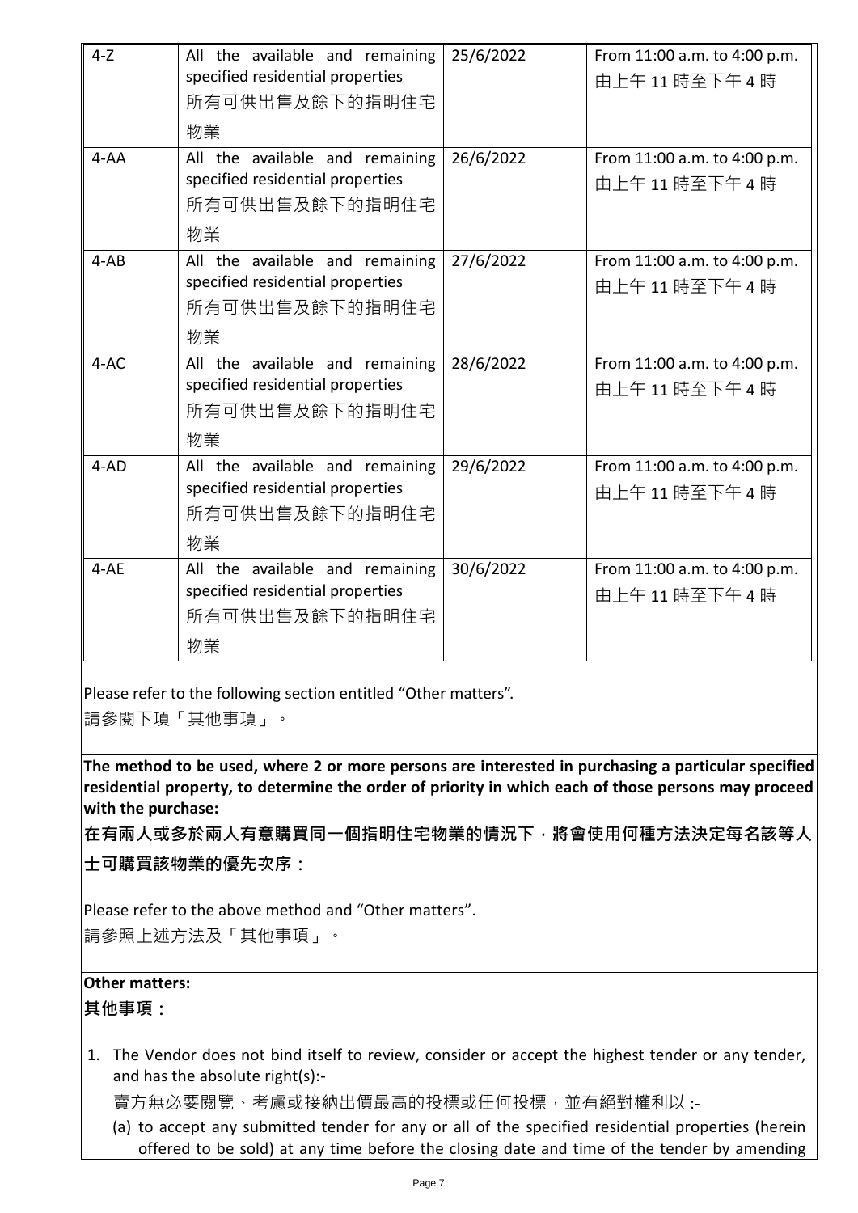| 4-Z | All the available and remaining specified residential properties 所有可供出售及餘下的指明住宅物業 | 25/6/2022 | From 11:00 a.m. to 4:00 p.m. 由上午 11 時至下午 4 時 |
|---|---|---|---|
| 4-AA | All the available and remaining specified residential properties 所有可供出售及餘下的指明住宅物業 | 26/6/2022 | From 11:00 a.m. to 4:00 p.m. 由上午 11 時至下午 4 時 |
| 4-AB | All the available and remaining specified residential properties 所有可供出售及餘下的指明住宅物業 | 27/6/2022 | From 11:00 a.m. to 4:00 p.m. 由上午 11 時至下午 4 時 |
| 4-AC | All the available and remaining specified residential properties 所有可供出售及餘下的指明住宅物業 | 28/6/2022 | From 11:00 a.m. to 4:00 p.m. 由上午 11 時至下午 4 時 |
| 4-AD | All the available and remaining specified residential properties 所有可供出售及餘下的指明住宅物業 | 29/6/2022 | From 11:00 a.m. to 4:00 p.m. 由上午 11 時至下午 4 時 |
| 4-AE | All the available and remaining specified residential properties 所有可供出售及餘下的指明住宅物業 | 30/6/2022 | From 11:00 a.m. to 4:00 p.m. 由上午 11 時至下午 4 時 |

Please refer to the following section entitled "Other matters".
請參閱下項「其他事項」。

**The method to be used, where 2 or more persons are interested in purchasing a particular specified residential property, to determine the order of priority in which each of those persons may proceed with the purchase:**

**在有兩人或多於兩人有意購買同一個指明住宅物業的情況下，將會使用何種方法決定每名該等人士可購買該物業的優先次序：**

Please refer to the above method and "Other matters".
請參照上述方法及「其他事項」。

**Other matters:**

**其他事項：**

1. The Vendor does not bind itself to review, consider or accept the highest tender or any tender, and has the absolute right(s):-

   賣方無必要閱覽、考慮或接納出價最高的投標或任何投標，並有絕對權利以 :-

   (a) to accept any submitted tender for any or all of the specified residential properties (herein offered to be sold) at any time before the closing date and time of the tender by amending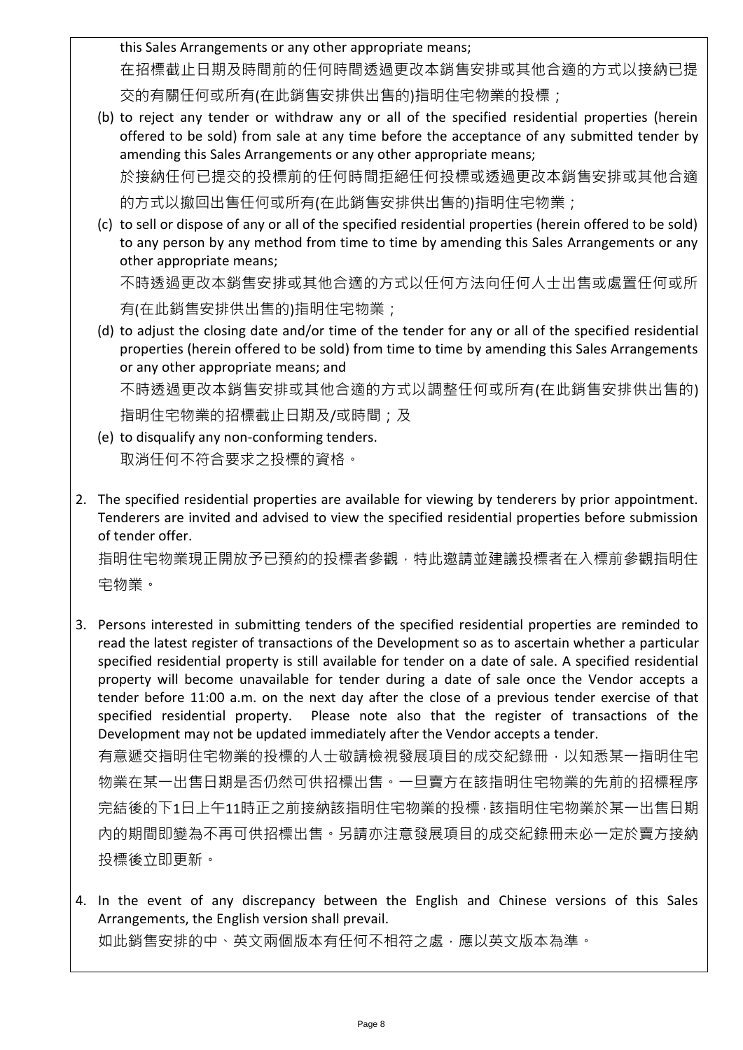this Sales Arrangements or any other appropriate means;

在招標截止日期及時間前的任何時間透過更改本銷售安排或其他合適的方式以接納已提交的有關任何或所有(在此銷售安排供出售的)指明住宅物業的投標；

(b) to reject any tender or withdraw any or all of the specified residential properties (herein offered to be sold) from sale at any time before the acceptance of any submitted tender by amending this Sales Arrangements or any other appropriate means;

於接納任何已提交的投標前的任何時間拒絕任何投標或透過更改本銷售安排或其他合適的方式以撤回出售任何或所有(在此銷售安排供出售的)指明住宅物業；

(c) to sell or dispose of any or all of the specified residential properties (herein offered to be sold) to any person by any method from time to time by amending this Sales Arrangements or any other appropriate means;

不時透過更改本銷售安排或其他合適的方式以任何方法向任何人士出售或處置任何或所有(在此銷售安排供出售的)指明住宅物業；

(d) to adjust the closing date and/or time of the tender for any or all of the specified residential properties (herein offered to be sold) from time to time by amending this Sales Arrangements or any other appropriate means; and

不時透過更改本銷售安排或其他合適的方式以調整任何或所有(在此銷售安排供出售的)指明住宅物業的招標截止日期及/或時間；及

(e) to disqualify any non-conforming tenders.

取消任何不符合要求之投標的資格。

2. The specified residential properties are available for viewing by tenderers by prior appointment. Tenderers are invited and advised to view the specified residential properties before submission of tender offer.

指明住宅物業現正開放予已預約的投標者參觀，特此邀請並建議投標者在入標前參觀指明住宅物業。

3. Persons interested in submitting tenders of the specified residential properties are reminded to read the latest register of transactions of the Development so as to ascertain whether a particular specified residential property is still available for tender on a date of sale. A specified residential property will become unavailable for tender during a date of sale once the Vendor accepts a tender before 11:00 a.m. on the next day after the close of a previous tender exercise of that specified residential property. Please note also that the register of transactions of the Development may not be updated immediately after the Vendor accepts a tender.

有意遞交指明住宅物業的投標的人士敬請檢視發展項目的成交紀錄冊，以知悉某一指明住宅物業在某一出售日期是否仍然可供招標出售。一旦賣方在該指明住宅物業的先前的招標程序完結後的下1日上午11時正之前接納該指明住宅物業的投標，該指明住宅物業於某一出售日期內的期間即變為不再可供招標出售。另請亦注意發展項目的成交紀錄冊未必一定於賣方接納投標後立即更新。

4. In the event of any discrepancy between the English and Chinese versions of this Sales Arrangements, the English version shall prevail.

如此銷售安排的中、英文兩個版本有任何不相符之處，應以英文版本為準。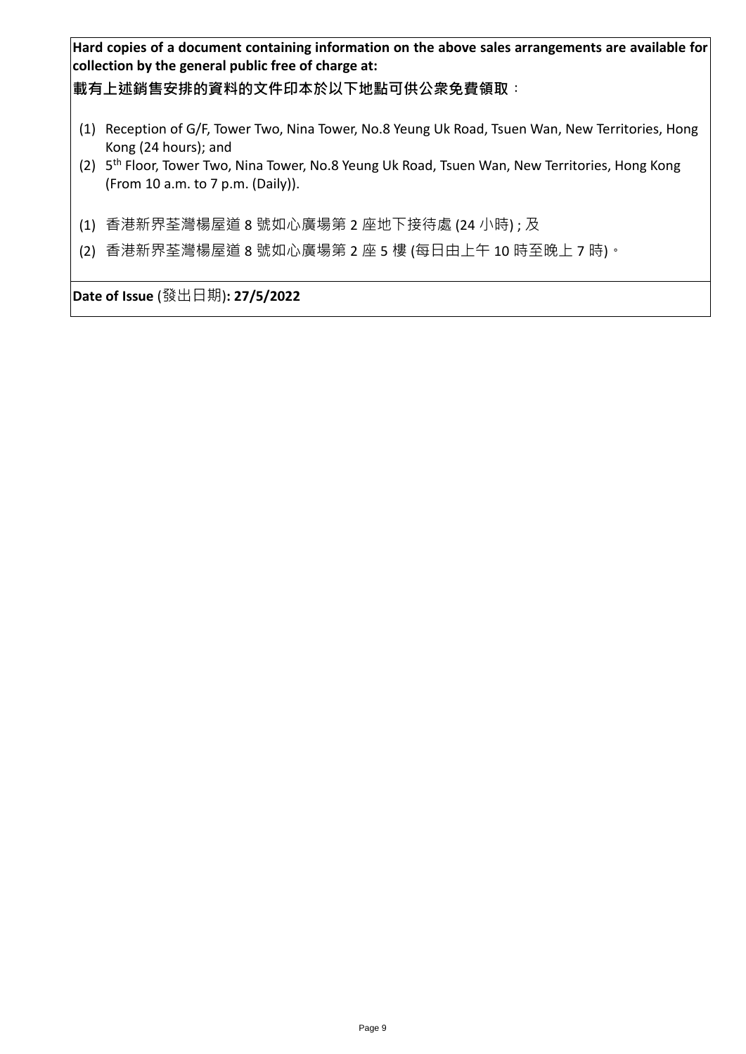**Hard copies of a document containing information on the above sales arrangements are available for collection by the general public free of charge at:**

**載有上述銷售安排的資料的文件印本於以下地點可供公眾免費領取**：

(1) Reception of G/F, Tower Two, Nina Tower, No.8 Yeung Uk Road, Tsuen Wan, New Territories, Hong Kong (24 hours); and

(2) 5th Floor, Tower Two, Nina Tower, No.8 Yeung Uk Road, Tsuen Wan, New Territories, Hong Kong (From 10 a.m. to 7 p.m. (Daily)).

(1) 香港新界荃灣楊屋道 8 號如心廣場第 2 座地下接待處 (24 小時) ; 及

(2) 香港新界荃灣楊屋道 8 號如心廣場第 2 座 5 樓 (每日由上午 10 時至晚上 7 時)。

**Date of Issue** (發出日期)**: 27/5/2022**